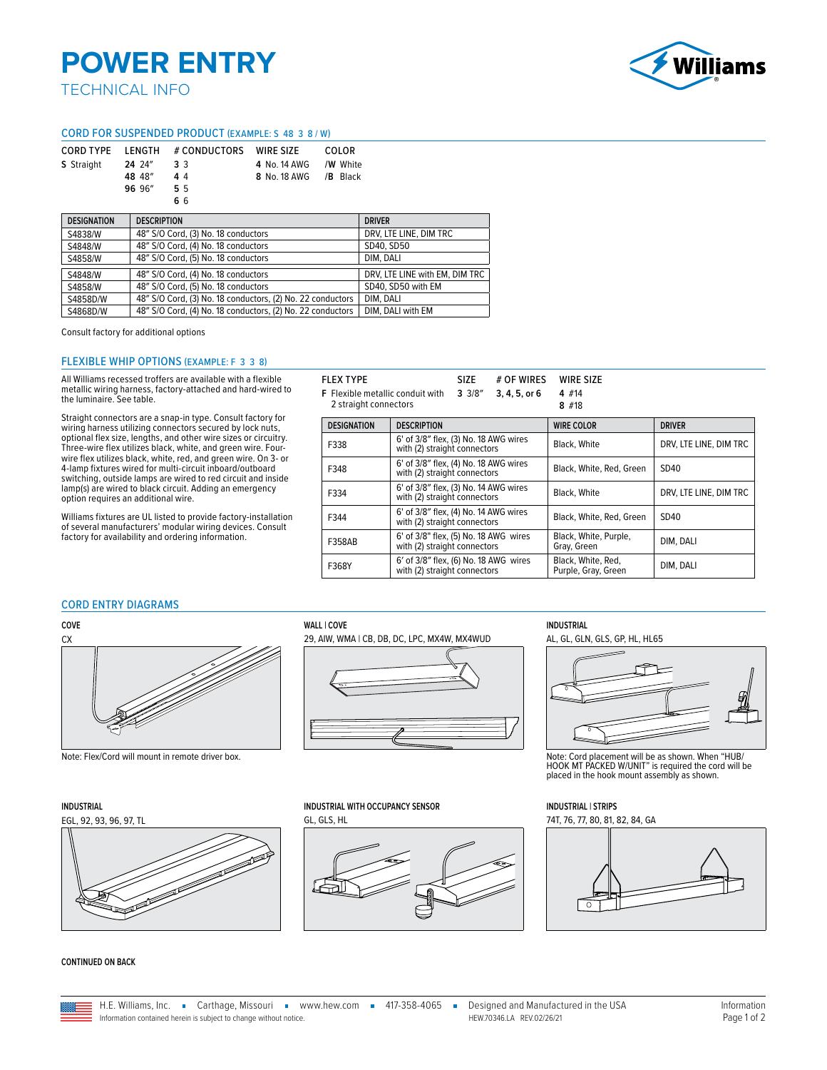# POWER ENTRY

TECHNICAL INFO

## CORD FOR SUSPENDED PRODUCT (EXAMPLE: S 48 3 8 / W)

| CORD TYPE | LENGTH | # CONDUCTORS | WIRE SIZE | COLOR |
|---|---|---|---|---|
| **S** Straight | **24** 24″ | **3** 3 | **4** No. 14 AWG | **/W** White |
| | **48** 48″ | **4** 4 | **8** No. 18 AWG | **/B** Black |
| | **96** 96″ | **5** 5 | | |
| | | **6** 6 | | |

| DESIGNATION | DESCRIPTION | DRIVER |
|---|---|---|
| S4838/W | 48″ S/O Cord, (3) No. 18 conductors | DRV, LTE LINE, DIM TRC |
| S4848/W | 48″ S/O Cord, (4) No. 18 conductors | SD40, SD50 |
| S4858/W | 48″ S/O Cord, (5) No. 18 conductors | DIM, DALI |
| S4848/W | 48″ S/O Cord, (4) No. 18 conductors | DRV, LTE LINE with EM, DIM TRC |
| S4858/W | 48″ S/O Cord, (5) No. 18 conductors | SD40, SD50 with EM |
| S4858D/W | 48″ S/O Cord, (3) No. 18 conductors, (2) No. 22 conductors | DIM, DALI |
| S4868D/W | 48″ S/O Cord, (4) No. 18 conductors, (2) No. 22 conductors | DIM, DALI with EM |

Consult factory for additional options

## FLEXIBLE WHIP OPTIONS (EXAMPLE: F 3 3 8)

All Williams recessed troffers are available with a flexible metallic wiring harness, factory-attached and hard-wired to the luminaire. See table.

Straight connectors are a snap-in type. Consult factory for wiring harness utilizing connectors secured by lock nuts, optional flex size, lengths, and other wire sizes or circuitry. Three-wire flex utilizes black, white, and green wire. Four-wire flex utilizes black, white, red, and green wire. On 3- or 4-lamp fixtures wired for multi-circuit inboard/outboard switching, outside lamps are wired to red circuit and inside lamp(s) are wired to black circuit. Adding an emergency option requires an additional wire.

Williams fixtures are UL listed to provide factory-installation of several manufacturers' modular wiring devices. Consult factory for availability and ordering information.

| FLEX TYPE | SIZE | # OF WIRES | WIRE SIZE |
|---|---|---|---|
| **F** Flexible metallic conduit with 2 straight connectors | **3** 3/8″ | **3, 4, 5, or 6** | **4** #14 |
| | | | **8** #18 |

| DESIGNATION | DESCRIPTION | WIRE COLOR | DRIVER |
|---|---|---|---|
| F338 | 6′ of 3/8″ flex, (3) No. 18 AWG wires with (2) straight connectors | Black, White | DRV, LTE LINE, DIM TRC |
| F348 | 6′ of 3/8″ flex, (4) No. 18 AWG wires with (2) straight connectors | Black, White, Red, Green | SD40 |
| F334 | 6′ of 3/8″ flex, (3) No. 14 AWG wires with (2) straight connectors | Black, White | DRV, LTE LINE, DIM TRC |
| F344 | 6′ of 3/8″ flex, (4) No. 14 AWG wires with (2) straight connectors | Black, White, Red, Green | SD40 |
| F358AB | 6′ of 3/8″ flex, (5) No. 18 AWG wires with (2) straight connectors | Black, White, Purple, Gray, Green | DIM, DALI |
| F368Y | 6′ of 3/8″ flex, (6) No. 18 AWG wires with (2) straight connectors | Black, White, Red, Purple, Gray, Green | DIM, DALI |

## CORD ENTRY DIAGRAMS

**COVE**

CX

Note: Flex/Cord will mount in remote driver box.

**WALL | COVE**

29, AIW, WMA | CB, DB, DC, LPC, MX4W, MX4WUD

**INDUSTRIAL**

AL, GL, GLN, GLS, GP, HL, HL65

Note: Cord placement will be as shown. When "HUB/HOOK MT PACKED W/UNIT" is required the cord will be placed in the hook mount assembly as shown.

**INDUSTRIAL**

EGL, 92, 93, 96, 97, TL

**INDUSTRIAL WITH OCCUPANCY SENSOR**

GL, GLS, HL

**INDUSTRIAL | STRIPS**

74T, 76, 77, 80, 81, 82, 84, GA

**CONTINUED ON BACK**

H.E. Williams, Inc. ▪ Carthage, Missouri ▪ www.hew.com ▪ 417-358-4065 ▪ Designed and Manufactured in the USA

Information contained herein is subject to change without notice. HEW.70346.LA REV.02/26/21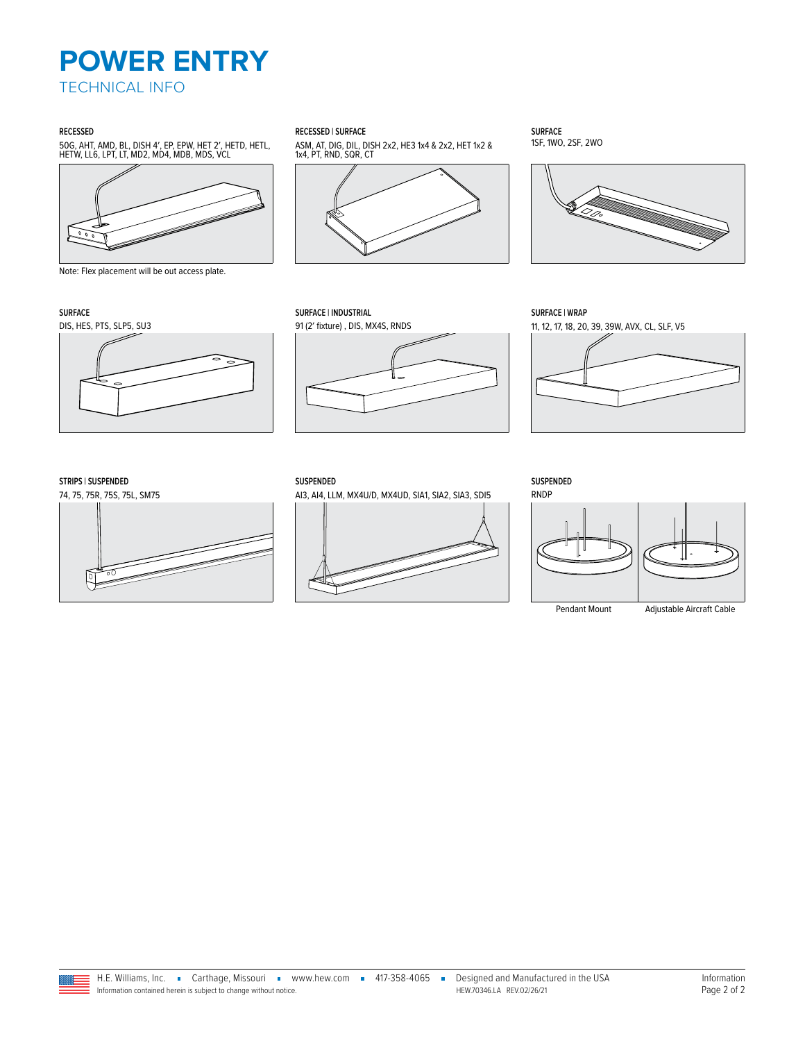# POWER ENTRY

## TECHNICAL INFO

### RECESSED

50G, AHT, AMD, BL, DISH 4', EP, EPW, HET 2', HETD, HETL, HETW, LL6, LPT, LT, MD2, MD4, MDB, MDS, VCL

Note: Flex placement will be out access plate.

### RECESSED | SURFACE

ASM, AT, DIG, DIL, DISH 2x2, HE3 1x4 & 2x2, HET 1x2 & 1x4, PT, RND, SQR, CT

### SURFACE

1SF, 1WO, 2SF, 2WO

### SURFACE

DIS, HES, PTS, SLP5, SU3

### SURFACE | INDUSTRIAL

91 (2' fixture) , DIS, MX4S, RNDS

### SURFACE | WRAP

11, 12, 17, 18, 20, 39, 39W, AVX, CL, SLF, V5

### STRIPS | SUSPENDED

74, 75, 75R, 75S, 75L, SM75

### SUSPENDED

AI3, AI4, LLM, MX4U/D, MX4UD, SIA1, SIA2, SIA3, SDI5

### SUSPENDED

RNDP

Pendant Mount

Adjustable Aircraft Cable

H.E. Williams, Inc. ▪ Carthage, Missouri ▪ www.hew.com ▪ 417-358-4065 ▪ Designed and Manufactured in the USA

Information contained herein is subject to change without notice. HEW.70346.LA REV.02/26/21

Information